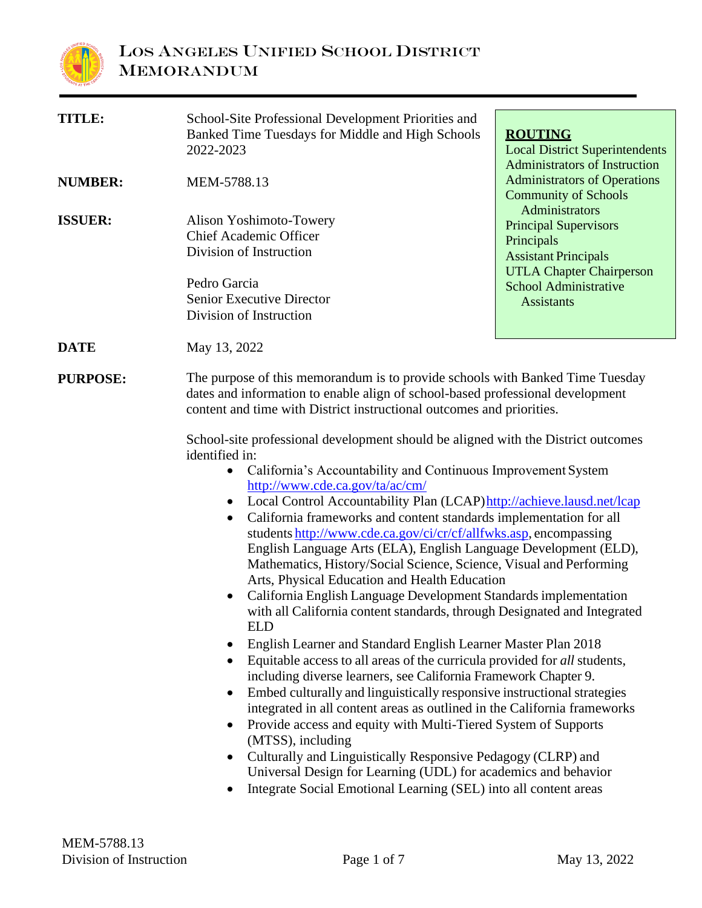# LOS ANGELES UNIFIED SCHOOL DISTRICT MEMORANDUM

**TITLE:** School-Site Professional Development Priorities and Banked Time Tuesdays for Middle and High Schools 2022-2023

**NUMBER:** MEM-5788.13

**ISSUER:** Alison Yoshimoto-Towery
Chief Academic Officer
Division of Instruction

Pedro Garcia
Senior Executive Director
Division of Instruction

**ROUTING**
Local District Superintendents
Administrators of Instruction
Administrators of Operations
Community of Schools Administrators
Principal Supervisors
Principals
Assistant Principals
UTLA Chapter Chairperson
School Administrative Assistants

**DATE** May 13, 2022

**PURPOSE:** The purpose of this memorandum is to provide schools with Banked Time Tuesday dates and information to enable align of school-based professional development content and time with District instructional outcomes and priorities.

School-site professional development should be aligned with the District outcomes identified in:

- California's Accountability and Continuous Improvement System http://www.cde.ca.gov/ta/ac/cm/
- Local Control Accountability Plan (LCAP) http://achieve.lausd.net/lcap
- California frameworks and content standards implementation for all students http://www.cde.ca.gov/ci/cr/cf/allfwks.asp, encompassing English Language Arts (ELA), English Language Development (ELD), Mathematics, History/Social Science, Science, Visual and Performing Arts, Physical Education and Health Education
- California English Language Development Standards implementation with all California content standards, through Designated and Integrated ELD
- English Learner and Standard English Learner Master Plan 2018
- Equitable access to all areas of the curricula provided for *all* students, including diverse learners, see California Framework Chapter 9.
- Embed culturally and linguistically responsive instructional strategies integrated in all content areas as outlined in the California frameworks
- Provide access and equity with Multi-Tiered System of Supports (MTSS), including
- Culturally and Linguistically Responsive Pedagogy (CLRP) and Universal Design for Learning (UDL) for academics and behavior
- Integrate Social Emotional Learning (SEL) into all content areas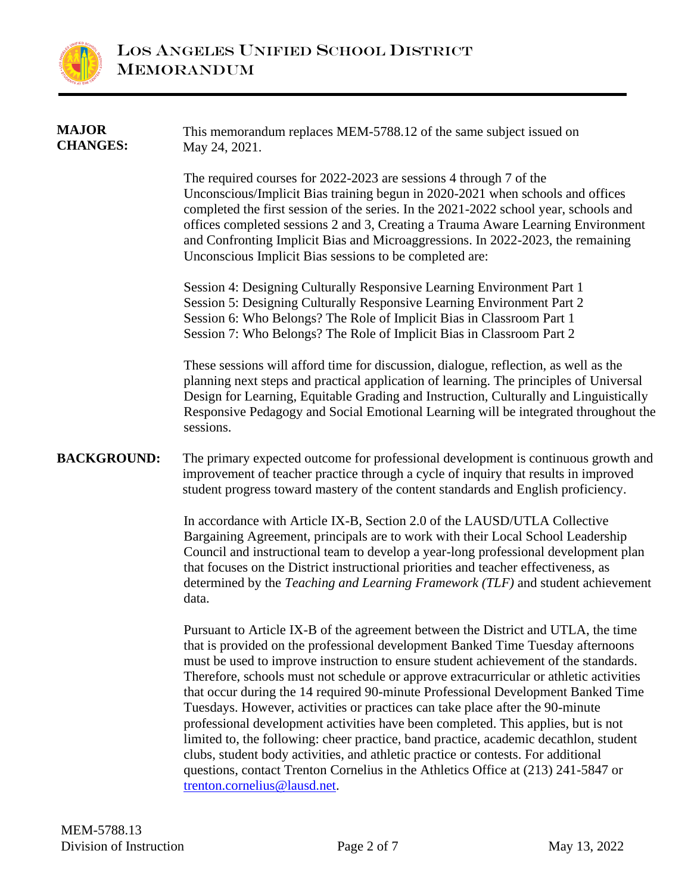**MAJOR CHANGES:**

This memorandum replaces MEM-5788.12 of the same subject issued on May 24, 2021.

The required courses for 2022-2023 are sessions 4 through 7 of the Unconscious/Implicit Bias training begun in 2020-2021 when schools and offices completed the first session of the series. In the 2021-2022 school year, schools and offices completed sessions 2 and 3, Creating a Trauma Aware Learning Environment and Confronting Implicit Bias and Microaggressions. In 2022-2023, the remaining Unconscious Implicit Bias sessions to be completed are:

Session 4: Designing Culturally Responsive Learning Environment Part 1
Session 5: Designing Culturally Responsive Learning Environment Part 2
Session 6: Who Belongs? The Role of Implicit Bias in Classroom Part 1
Session 7: Who Belongs? The Role of Implicit Bias in Classroom Part 2

These sessions will afford time for discussion, dialogue, reflection, as well as the planning next steps and practical application of learning. The principles of Universal Design for Learning, Equitable Grading and Instruction, Culturally and Linguistically Responsive Pedagogy and Social Emotional Learning will be integrated throughout the sessions.

**BACKGROUND:**

The primary expected outcome for professional development is continuous growth and improvement of teacher practice through a cycle of inquiry that results in improved student progress toward mastery of the content standards and English proficiency.

In accordance with Article IX-B, Section 2.0 of the LAUSD/UTLA Collective Bargaining Agreement, principals are to work with their Local School Leadership Council and instructional team to develop a year-long professional development plan that focuses on the District instructional priorities and teacher effectiveness, as determined by the *Teaching and Learning Framework (TLF)* and student achievement data.

Pursuant to Article IX-B of the agreement between the District and UTLA, the time that is provided on the professional development Banked Time Tuesday afternoons must be used to improve instruction to ensure student achievement of the standards. Therefore, schools must not schedule or approve extracurricular or athletic activities that occur during the 14 required 90-minute Professional Development Banked Time Tuesdays. However, activities or practices can take place after the 90-minute professional development activities have been completed. This applies, but is not limited to, the following: cheer practice, band practice, academic decathlon, student clubs, student body activities, and athletic practice or contests. For additional questions, contact Trenton Cornelius in the Athletics Office at (213) 241-5847 or trenton.cornelius@lausd.net.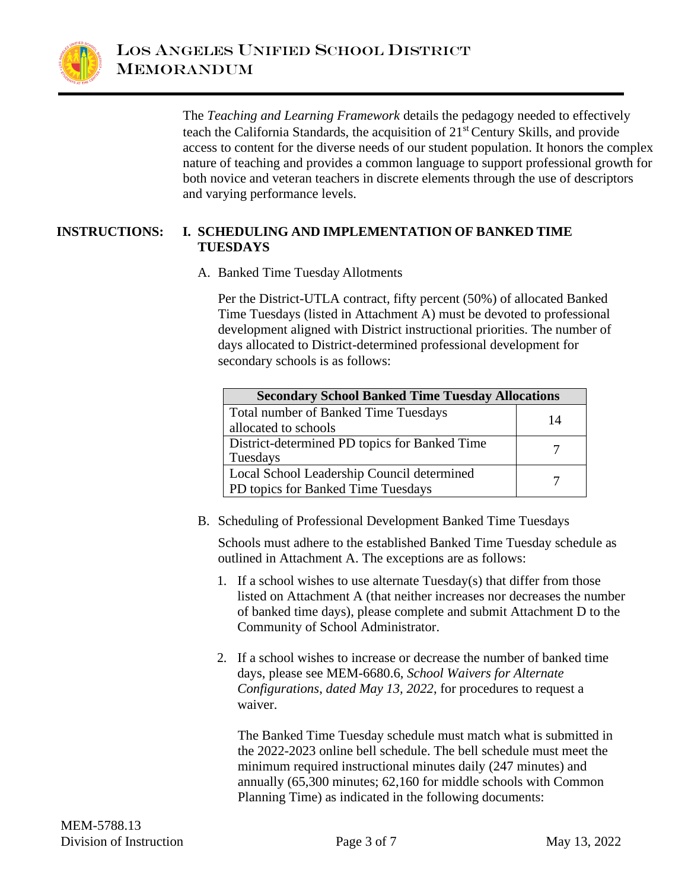The *Teaching and Learning Framework* details the pedagogy needed to effectively teach the California Standards, the acquisition of 21st Century Skills, and provide access to content for the diverse needs of our student population. It honors the complex nature of teaching and provides a common language to support professional growth for both novice and veteran teachers in discrete elements through the use of descriptors and varying performance levels.

**INSTRUCTIONS:**

**I. SCHEDULING AND IMPLEMENTATION OF BANKED TIME TUESDAYS**

A. Banked Time Tuesday Allotments

Per the District-UTLA contract, fifty percent (50%) of allocated Banked Time Tuesdays (listed in Attachment A) must be devoted to professional development aligned with District instructional priorities. The number of days allocated to District-determined professional development for secondary schools is as follows:

| Secondary School Banked Time Tuesday Allocations | |
|---|---|
| Total number of Banked Time Tuesdays allocated to schools | 14 |
| District-determined PD topics for Banked Time Tuesdays | 7 |
| Local School Leadership Council determined PD topics for Banked Time Tuesdays | 7 |

B. Scheduling of Professional Development Banked Time Tuesdays

Schools must adhere to the established Banked Time Tuesday schedule as outlined in Attachment A. The exceptions are as follows:

1. If a school wishes to use alternate Tuesday(s) that differ from those listed on Attachment A (that neither increases nor decreases the number of banked time days), please complete and submit Attachment D to the Community of School Administrator.

2. If a school wishes to increase or decrease the number of banked time days, please see MEM-6680.6, *School Waivers for Alternate Configurations*, *dated May 13, 2022*, for procedures to request a waiver.

   The Banked Time Tuesday schedule must match what is submitted in the 2022-2023 online bell schedule. The bell schedule must meet the minimum required instructional minutes daily (247 minutes) and annually (65,300 minutes; 62,160 for middle schools with Common Planning Time) as indicated in the following documents: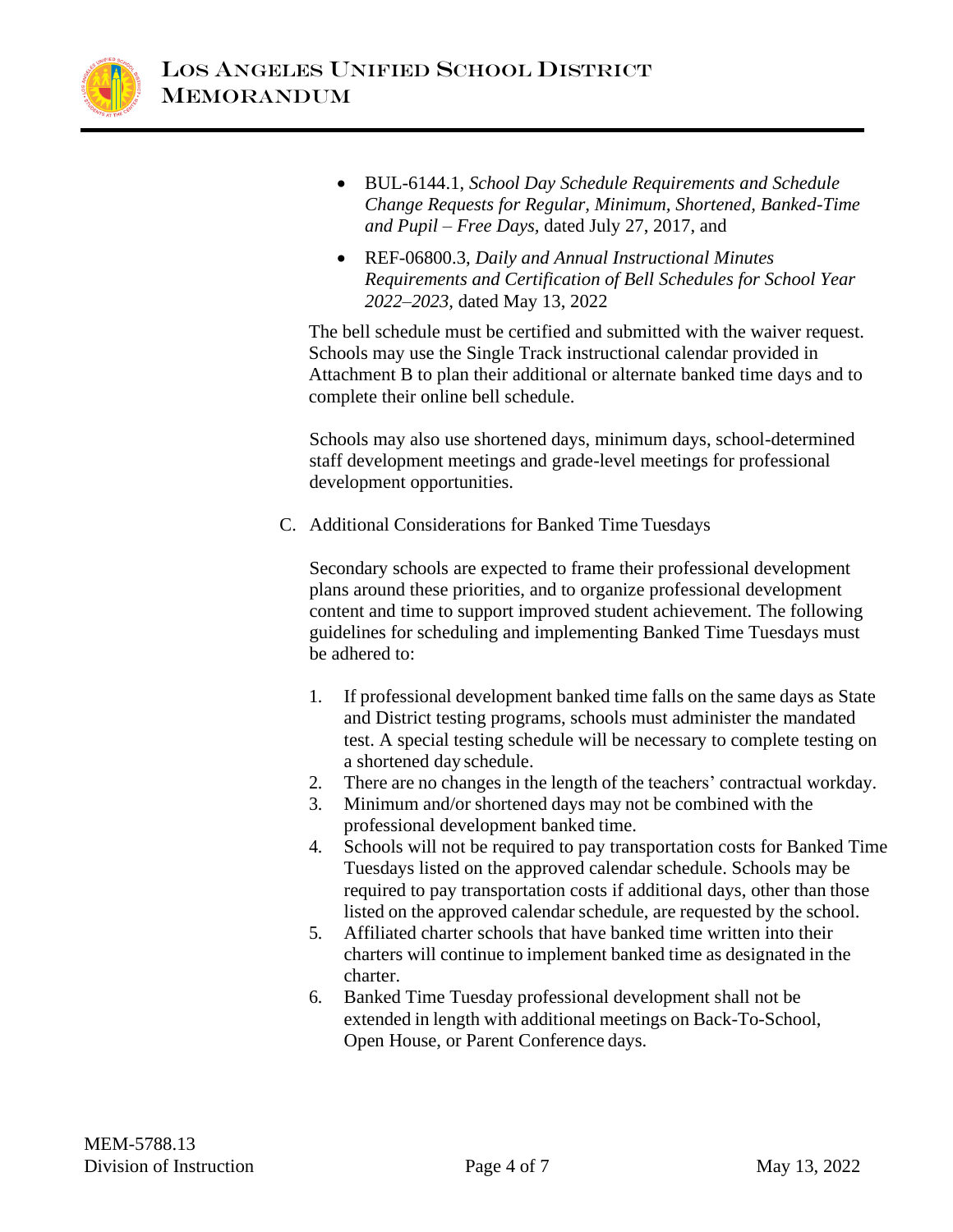- BUL-6144.1, *School Day Schedule Requirements and Schedule Change Requests for Regular, Minimum, Shortened, Banked-Time and Pupil – Free Days,* dated July 27, 2017, and
- REF-06800.3, *Daily and Annual Instructional Minutes Requirements and Certification of Bell Schedules for School Year 2022–2023,* dated May 13, 2022

The bell schedule must be certified and submitted with the waiver request. Schools may use the Single Track instructional calendar provided in Attachment B to plan their additional or alternate banked time days and to complete their online bell schedule.

Schools may also use shortened days, minimum days, school-determined staff development meetings and grade-level meetings for professional development opportunities.

C. Additional Considerations for Banked Time Tuesdays

Secondary schools are expected to frame their professional development plans around these priorities, and to organize professional development content and time to support improved student achievement. The following guidelines for scheduling and implementing Banked Time Tuesdays must be adhered to:

1. If professional development banked time falls on the same days as State and District testing programs, schools must administer the mandated test. A special testing schedule will be necessary to complete testing on a shortened day schedule.
2. There are no changes in the length of the teachers' contractual workday.
3. Minimum and/or shortened days may not be combined with the professional development banked time.
4. Schools will not be required to pay transportation costs for Banked Time Tuesdays listed on the approved calendar schedule. Schools may be required to pay transportation costs if additional days, other than those listed on the approved calendar schedule, are requested by the school.
5. Affiliated charter schools that have banked time written into their charters will continue to implement banked time as designated in the charter.
6. Banked Time Tuesday professional development shall not be extended in length with additional meetings on Back-To-School, Open House, or Parent Conference days.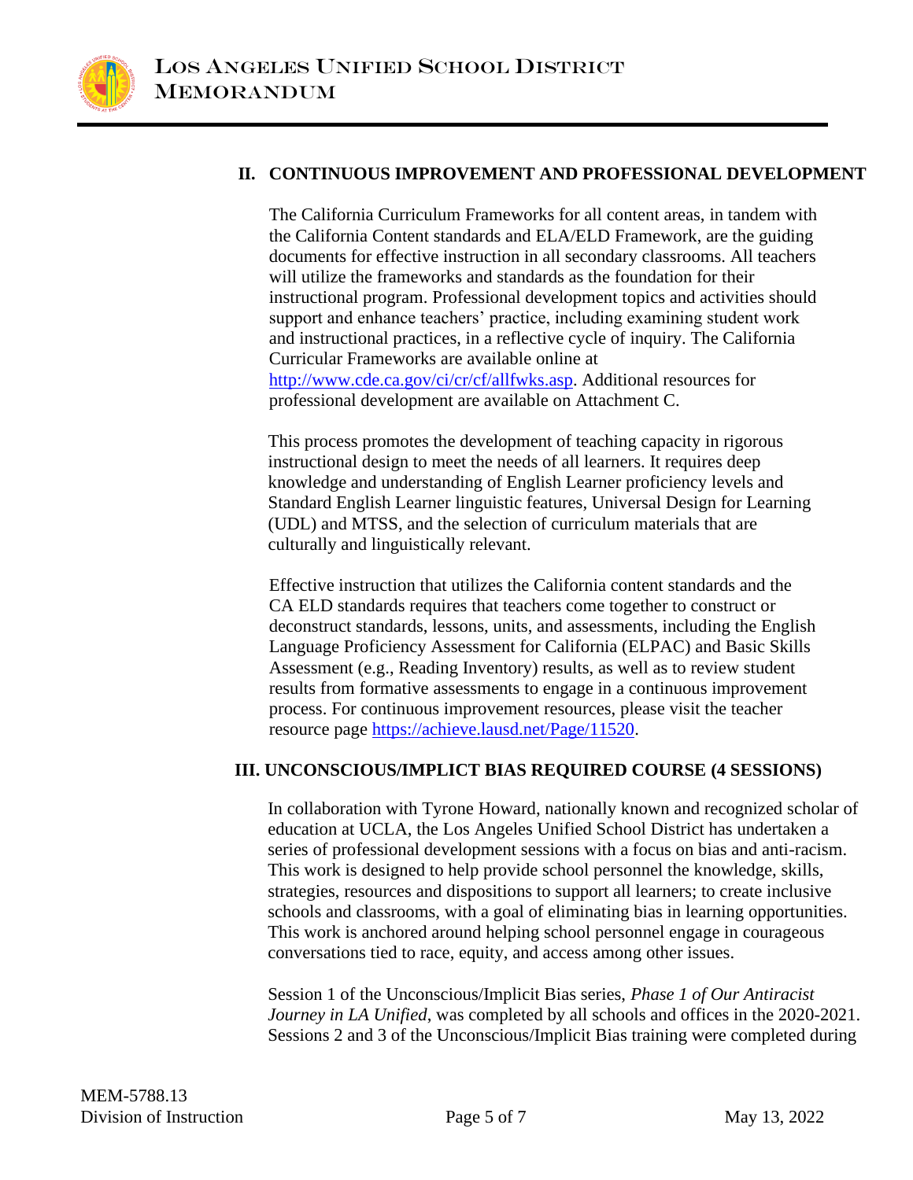## II. CONTINUOUS IMPROVEMENT AND PROFESSIONAL DEVELOPMENT

The California Curriculum Frameworks for all content areas, in tandem with the California Content standards and ELA/ELD Framework, are the guiding documents for effective instruction in all secondary classrooms. All teachers will utilize the frameworks and standards as the foundation for their instructional program. Professional development topics and activities should support and enhance teachers' practice, including examining student work and instructional practices, in a reflective cycle of inquiry. The California Curricular Frameworks are available online at [http://www.cde.ca.gov/ci/cr/cf/allfwks.asp](http://www.cde.ca.gov/ci/cr/cf/allfwks.asp). Additional resources for professional development are available on Attachment C.

This process promotes the development of teaching capacity in rigorous instructional design to meet the needs of all learners. It requires deep knowledge and understanding of English Learner proficiency levels and Standard English Learner linguistic features, Universal Design for Learning (UDL) and MTSS, and the selection of curriculum materials that are culturally and linguistically relevant.

Effective instruction that utilizes the California content standards and the CA ELD standards requires that teachers come together to construct or deconstruct standards, lessons, units, and assessments, including the English Language Proficiency Assessment for California (ELPAC) and Basic Skills Assessment (e.g., Reading Inventory) results, as well as to review student results from formative assessments to engage in a continuous improvement process. For continuous improvement resources, please visit the teacher resource page [https://achieve.lausd.net/Page/11520](https://achieve.lausd.net/Page/11520).

## III. UNCONSCIOUS/IMPLICT BIAS REQUIRED COURSE (4 SESSIONS)

In collaboration with Tyrone Howard, nationally known and recognized scholar of education at UCLA, the Los Angeles Unified School District has undertaken a series of professional development sessions with a focus on bias and anti-racism. This work is designed to help provide school personnel the knowledge, skills, strategies, resources and dispositions to support all learners; to create inclusive schools and classrooms, with a goal of eliminating bias in learning opportunities. This work is anchored around helping school personnel engage in courageous conversations tied to race, equity, and access among other issues.

Session 1 of the Unconscious/Implicit Bias series, *Phase 1 of Our Antiracist Journey in LA Unified*, was completed by all schools and offices in the 2020-2021. Sessions 2 and 3 of the Unconscious/Implicit Bias training were completed during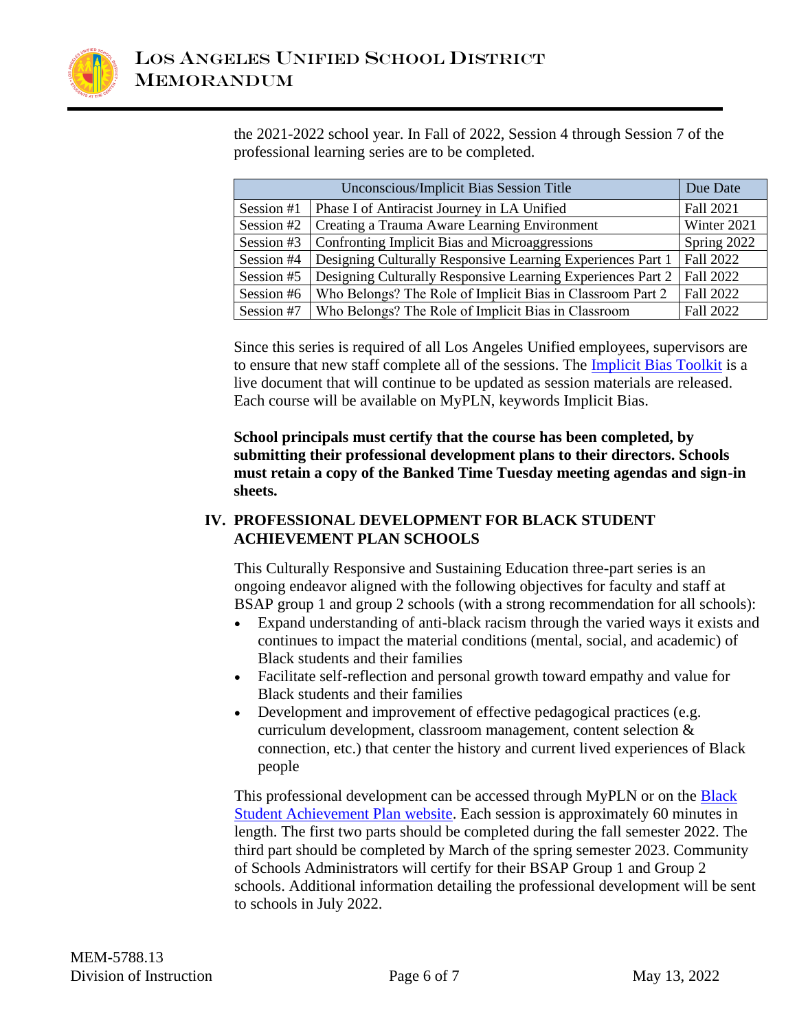the 2021-2022 school year. In Fall of 2022, Session 4 through Session 7 of the professional learning series are to be completed.

| Unconscious/Implicit Bias Session Title | | Due Date |
|---|---|---|
| Session #1 | Phase I of Antiracist Journey in LA Unified | Fall 2021 |
| Session #2 | Creating a Trauma Aware Learning Environment | Winter 2021 |
| Session #3 | Confronting Implicit Bias and Microaggressions | Spring 2022 |
| Session #4 | Designing Culturally Responsive Learning Experiences Part 1 | Fall 2022 |
| Session #5 | Designing Culturally Responsive Learning Experiences Part 2 | Fall 2022 |
| Session #6 | Who Belongs? The Role of Implicit Bias in Classroom Part 2 | Fall 2022 |
| Session #7 | Who Belongs? The Role of Implicit Bias in Classroom | Fall 2022 |

Since this series is required of all Los Angeles Unified employees, supervisors are to ensure that new staff complete all of the sessions. The Implicit Bias Toolkit is a live document that will continue to be updated as session materials are released. Each course will be available on MyPLN, keywords Implicit Bias.

**School principals must certify that the course has been completed, by submitting their professional development plans to their directors. Schools must retain a copy of the Banked Time Tuesday meeting agendas and sign-in sheets.**

## IV. PROFESSIONAL DEVELOPMENT FOR BLACK STUDENT ACHIEVEMENT PLAN SCHOOLS

This Culturally Responsive and Sustaining Education three-part series is an ongoing endeavor aligned with the following objectives for faculty and staff at BSAP group 1 and group 2 schools (with a strong recommendation for all schools):

- Expand understanding of anti-black racism through the varied ways it exists and continues to impact the material conditions (mental, social, and academic) of Black students and their families
- Facilitate self-reflection and personal growth toward empathy and value for Black students and their families
- Development and improvement of effective pedagogical practices (e.g. curriculum development, classroom management, content selection & connection, etc.) that center the history and current lived experiences of Black people

This professional development can be accessed through MyPLN or on the Black Student Achievement Plan website. Each session is approximately 60 minutes in length. The first two parts should be completed during the fall semester 2022. The third part should be completed by March of the spring semester 2023. Community of Schools Administrators will certify for their BSAP Group 1 and Group 2 schools. Additional information detailing the professional development will be sent to schools in July 2022.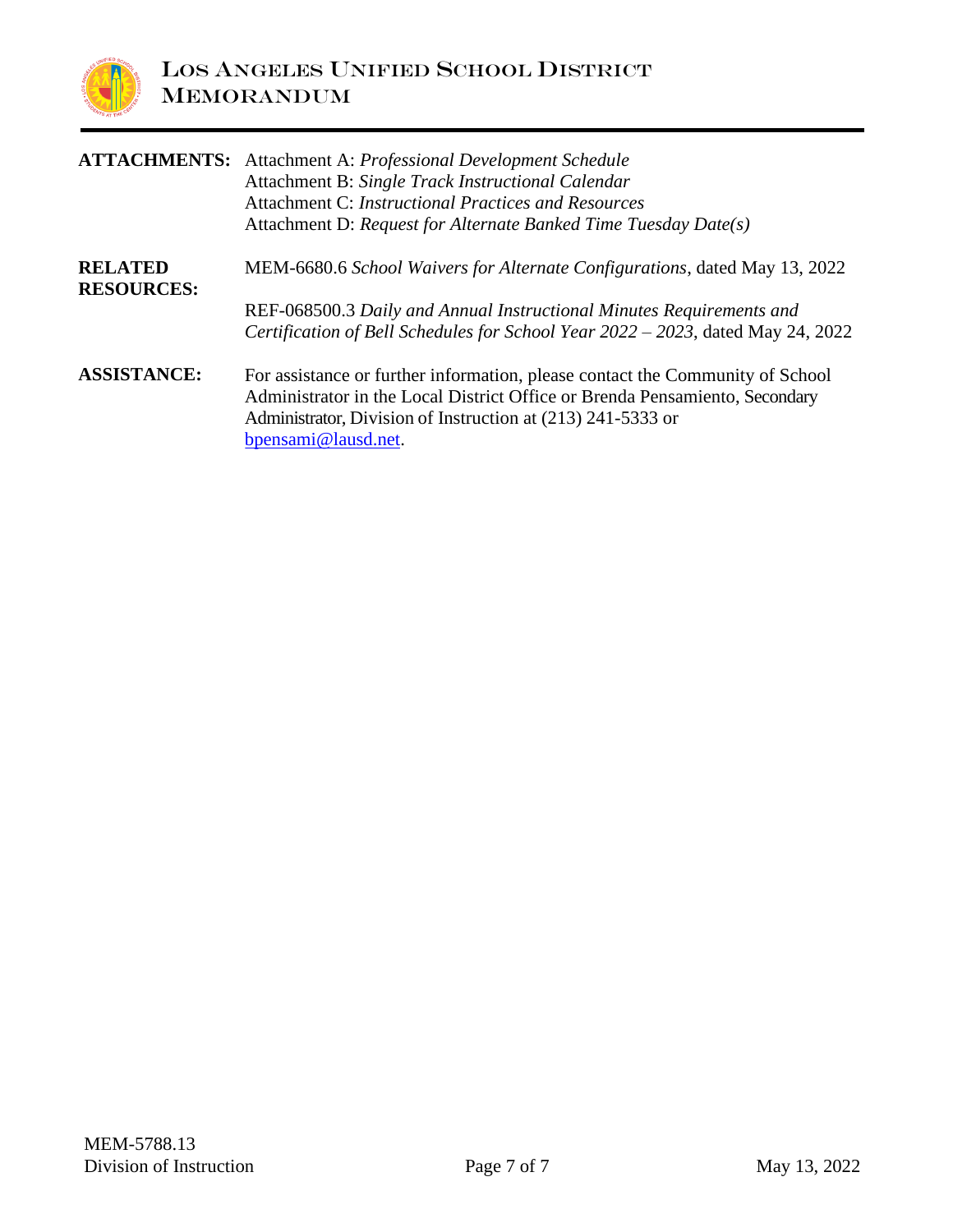**ATTACHMENTS:** Attachment A: *Professional Development Schedule*
Attachment B: *Single Track Instructional Calendar*
Attachment C: *Instructional Practices and Resources*
Attachment D: *Request for Alternate Banked Time Tuesday Date(s)*

**RELATED RESOURCES:** MEM-6680.6 *School Waivers for Alternate Configurations*, dated May 13, 2022

REF-068500.3 *Daily and Annual Instructional Minutes Requirements and Certification of Bell Schedules for School Year 2022 – 2023*, dated May 24, 2022

**ASSISTANCE:** For assistance or further information, please contact the Community of School Administrator in the Local District Office or Brenda Pensamiento, Secondary Administrator, Division of Instruction at (213) 241-5333 or bpensami@lausd.net.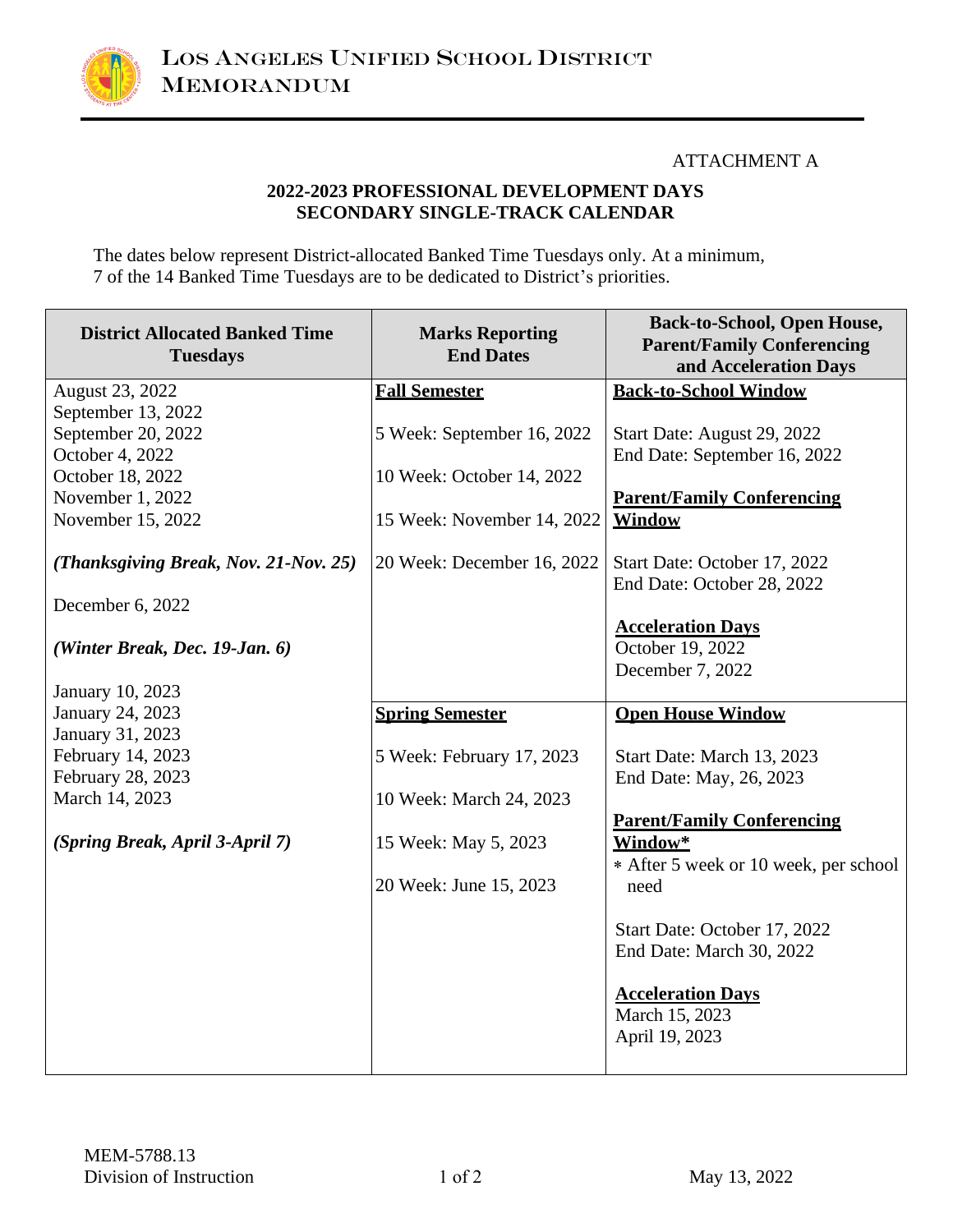LOS ANGELES UNIFIED SCHOOL DISTRICT
MEMORANDUM

ATTACHMENT A

## 2022-2023 PROFESSIONAL DEVELOPMENT DAYS
## SECONDARY SINGLE-TRACK CALENDAR

The dates below represent District-allocated Banked Time Tuesdays only. At a minimum, 7 of the 14 Banked Time Tuesdays are to be dedicated to District's priorities.

| District Allocated Banked Time Tuesdays | Marks Reporting End Dates | Back-to-School, Open House, Parent/Family Conferencing and Acceleration Days |
|---|---|---|
| August 23, 2022<br>September 13, 2022<br>September 20, 2022<br>October 4, 2022<br>October 18, 2022<br>November 1, 2022<br>November 15, 2022<br><br>***(Thanksgiving Break, Nov. 21-Nov. 25)***<br><br>December 6, 2022<br><br>***(Winter Break, Dec. 19-Jan. 6)*** | **Fall Semester**<br><br>5 Week: September 16, 2022<br><br>10 Week: October 14, 2022<br><br>15 Week: November 14, 2022<br><br>20 Week: December 16, 2022 | **Back-to-School Window**<br><br>Start Date: August 29, 2022<br>End Date: September 16, 2022<br><br>**Parent/Family Conferencing Window**<br><br>Start Date: October 17, 2022<br>End Date: October 28, 2022<br><br>**Acceleration Days**<br>October 19, 2022<br>December 7, 2022 |
| January 10, 2023<br>January 24, 2023<br>January 31, 2023<br>February 14, 2023<br>February 28, 2023<br>March 14, 2023<br><br>***(Spring Break, April 3-April 7)*** | **Spring Semester**<br><br>5 Week: February 17, 2023<br><br>10 Week: March 24, 2023<br><br>15 Week: May 5, 2023<br><br>20 Week: June 15, 2023 | **Open House Window**<br><br>Start Date: March 13, 2023<br>End Date: May, 26, 2023<br><br>**Parent/Family Conferencing Window***<br>* After 5 week or 10 week, per school need<br><br>Start Date: October 17, 2022<br>End Date: March 30, 2022<br><br>**Acceleration Days**<br>March 15, 2023<br>April 19, 2023 |

MEM-5788.13
Division of Instruction

May 13, 2022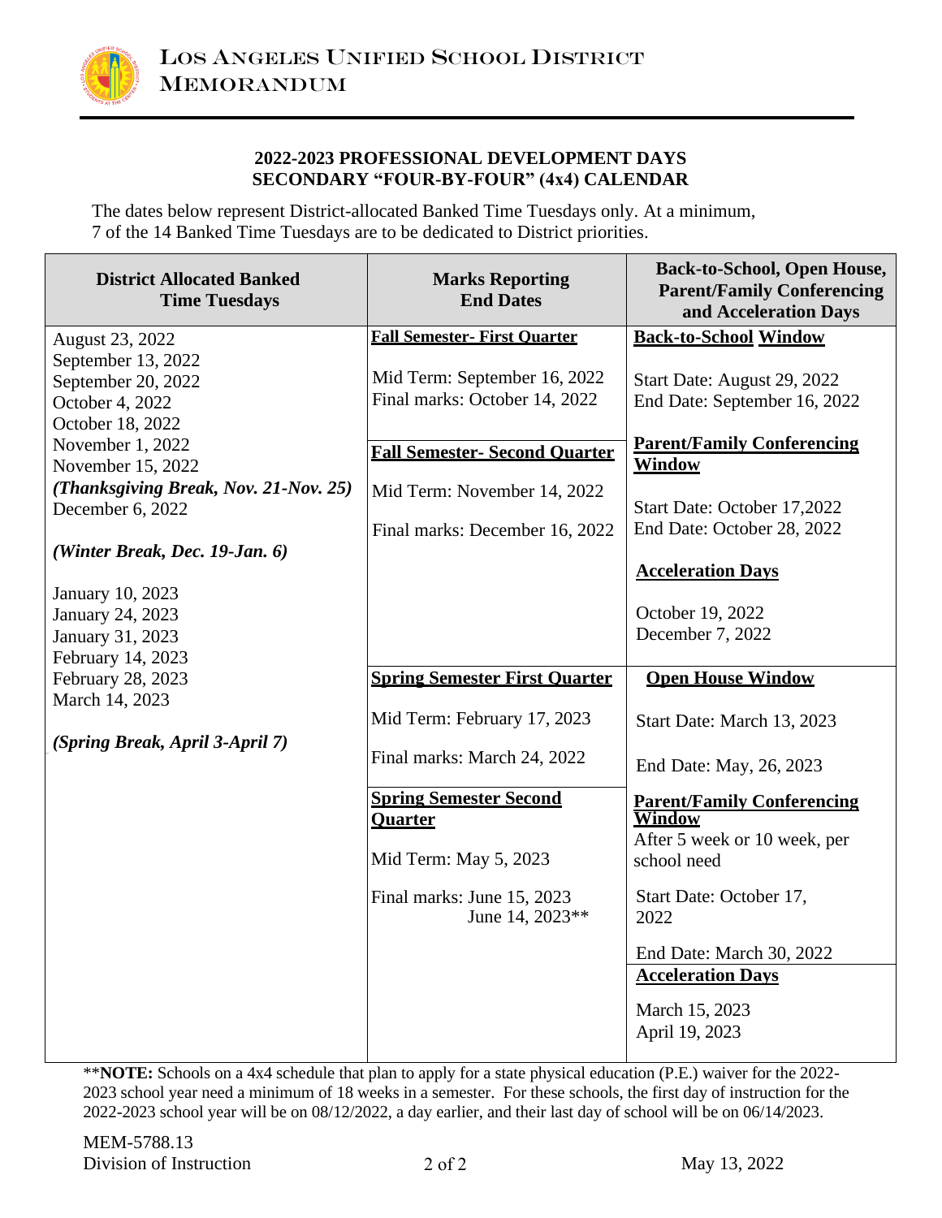LOS ANGELES UNIFIED SCHOOL DISTRICT
MEMORANDUM

## 2022-2023 PROFESSIONAL DEVELOPMENT DAYS
## SECONDARY "FOUR-BY-FOUR" (4x4) CALENDAR

The dates below represent District-allocated Banked Time Tuesdays only. At a minimum, 7 of the 14 Banked Time Tuesdays are to be dedicated to District priorities.

| District Allocated Banked Time Tuesdays | Marks Reporting End Dates | Back-to-School, Open House, Parent/Family Conferencing and Acceleration Days |
|---|---|---|
| August 23, 2022<br>September 13, 2022<br>September 20, 2022<br>October 4, 2022<br>October 18, 2022<br>November 1, 2022<br>November 15, 2022<br>***(Thanksgiving Break, Nov. 21-Nov. 25)***<br>December 6, 2022<br><br>***(Winter Break, Dec. 19-Jan. 6)***<br><br>January 10, 2023<br>January 24, 2023<br>January 31, 2023<br>February 14, 2023 | **Fall Semester- First Quarter**<br><br>Mid Term: September 16, 2022<br>Final marks: October 14, 2022<br><br>**Fall Semester- Second Quarter**<br><br>Mid Term: November 14, 2022<br><br>Final marks: December 16, 2022 | **Back-to-School Window**<br><br>Start Date: August 29, 2022<br>End Date: September 16, 2022<br><br>**Parent/Family Conferencing Window**<br><br>Start Date: October 17,2022<br>End Date: October 28, 2022<br><br>**Acceleration Days**<br><br>October 19, 2022<br>December 7, 2022 |
| February 28, 2023<br>March 14, 2023<br><br>***(Spring Break, April 3-April 7)*** | **Spring Semester First Quarter**<br><br>Mid Term: February 17, 2023<br><br>Final marks: March 24, 2022 | **Open House Window**<br><br>Start Date: March 13, 2023<br><br>End Date: May, 26, 2023 |
| | **Spring Semester Second Quarter**<br><br>Mid Term: May 5, 2023<br><br>Final marks: June 15, 2023<br>June 14, 2023** | **Parent/Family Conferencing Window**<br>After 5 week or 10 week, per school need<br><br>Start Date: October 17, 2022<br><br>End Date: March 30, 2022 |
| | | **Acceleration Days**<br><br>March 15, 2023<br>April 19, 2023 |

**NOTE:** Schools on a 4x4 schedule that plan to apply for a state physical education (P.E.) waiver for the 2022-2023 school year need a minimum of 18 weeks in a semester. For these schools, the first day of instruction for the 2022-2023 school year will be on 08/12/2022, a day earlier, and their last day of school will be on 06/14/2023.

MEM-5788.13
Division of Instruction

May 13, 2022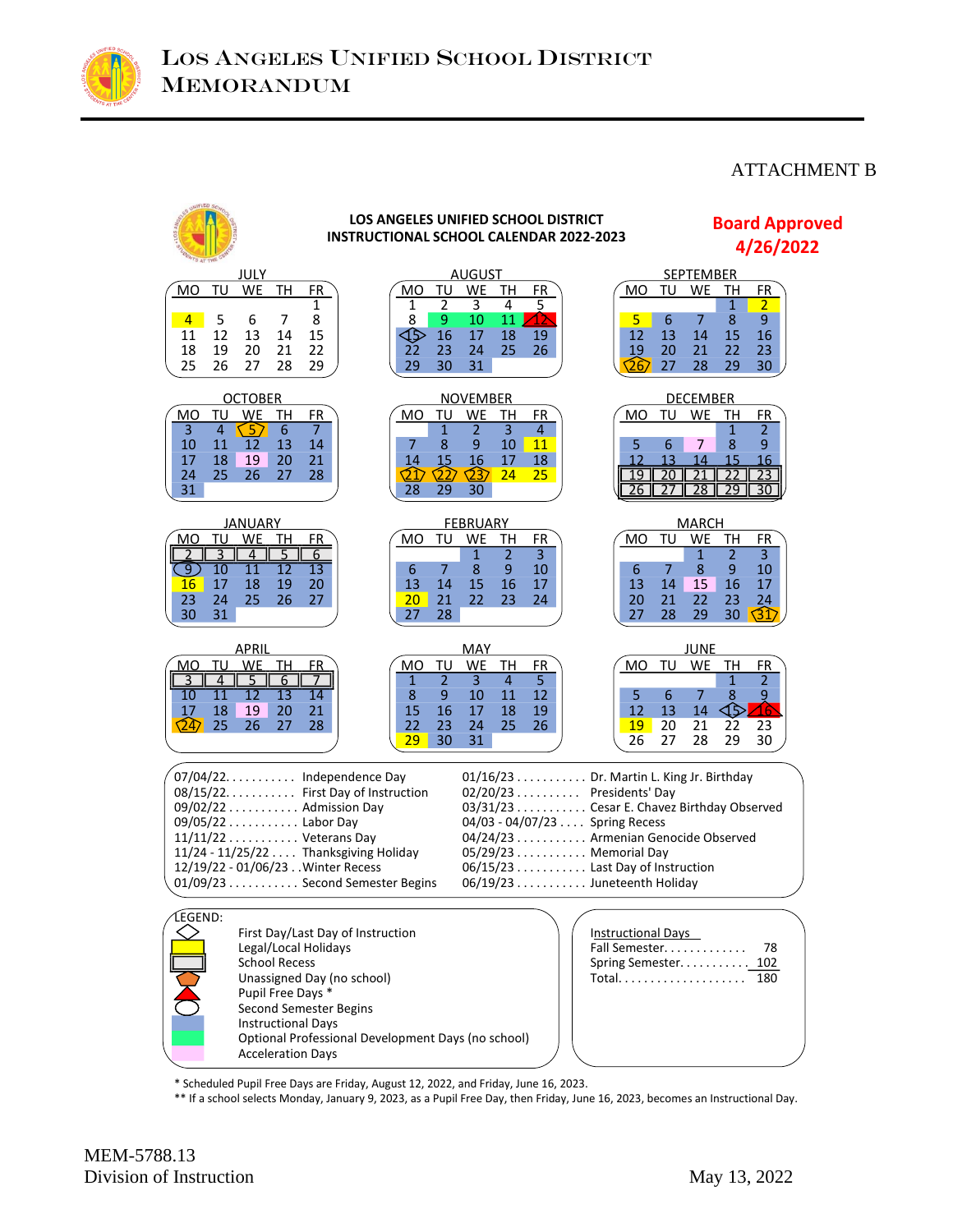# LOS ANGELES UNIFIED SCHOOL DISTRICT
# MEMORANDUM

ATTACHMENT B

**LOS ANGELES UNIFIED SCHOOL DISTRICT**
**INSTRUCTIONAL SCHOOL CALENDAR 2022-2023**

**Board Approved 4/26/2022**

**JULY**

| MO | TU | WE | TH | FR |
|---|---|---|---|---|
| | | | | 1 |
| 4 | 5 | 6 | 7 | 8 |
| 11 | 12 | 13 | 14 | 15 |
| 18 | 19 | 20 | 21 | 22 |
| 25 | 26 | 27 | 28 | 29 |

**AUGUST**

| MO | TU | WE | TH | FR |
|---|---|---|---|---|
| 1 | 2 | 3 | 4 | 5 |
| 8 | 9 | 10 | 11 | 12 |
| 15 | 16 | 17 | 18 | 19 |
| 22 | 23 | 24 | 25 | 26 |
| 29 | 30 | 31 | | |

**SEPTEMBER**

| MO | TU | WE | TH | FR |
|---|---|---|---|---|
| | | | 1 | 2 |
| 5 | 6 | 7 | 8 | 9 |
| 12 | 13 | 14 | 15 | 16 |
| 19 | 20 | 21 | 22 | 23 |
| 26 | 27 | 28 | 29 | 30 |

**OCTOBER**

| MO | TU | WE | TH | FR |
|---|---|---|---|---|
| 3 | 4 | 5 | 6 | 7 |
| 10 | 11 | 12 | 13 | 14 |
| 17 | 18 | 19 | 20 | 21 |
| 24 | 25 | 26 | 27 | 28 |
| 31 | | | | |

**NOVEMBER**

| MO | TU | WE | TH | FR |
|---|---|---|---|---|
| | 1 | 2 | 3 | 4 |
| 7 | 8 | 9 | 10 | 11 |
| 14 | 15 | 16 | 17 | 18 |
| 21 | 22 | 23 | 24 | 25 |
| 28 | 29 | 30 | | |

**DECEMBER**

| MO | TU | WE | TH | FR |
|---|---|---|---|---|
| | | | 1 | 2 |
| 5 | 6 | 7 | 8 | 9 |
| 12 | 13 | 14 | 15 | 16 |
| 19 | 20 | 21 | 22 | 23 |
| 26 | 27 | 28 | 29 | 30 |

**JANUARY**

| MO | TU | WE | TH | FR |
|---|---|---|---|---|
| 2 | 3 | 4 | 5 | 6 |
| 9 | 10 | 11 | 12 | 13 |
| 16 | 17 | 18 | 19 | 20 |
| 23 | 24 | 25 | 26 | 27 |
| 30 | 31 | | | |

**FEBRUARY**

| MO | TU | WE | TH | FR |
|---|---|---|---|---|
| | | 1 | 2 | 3 |
| 6 | 7 | 8 | 9 | 10 |
| 13 | 14 | 15 | 16 | 17 |
| 20 | 21 | 22 | 23 | 24 |
| 27 | 28 | | | |

**MARCH**

| MO | TU | WE | TH | FR |
|---|---|---|---|---|
| | | 1 | 2 | 3 |
| 6 | 7 | 8 | 9 | 10 |
| 13 | 14 | 15 | 16 | 17 |
| 20 | 21 | 22 | 23 | 24 |
| 27 | 28 | 29 | 30 | 31 |

**APRIL**

| MO | TU | WE | TH | FR |
|---|---|---|---|---|
| 3 | 4 | 5 | 6 | 7 |
| 10 | 11 | 12 | 13 | 14 |
| 17 | 18 | 19 | 20 | 21 |
| 24 | 25 | 26 | 27 | 28 |

**MAY**

| MO | TU | WE | TH | FR |
|---|---|---|---|---|
| 1 | 2 | 3 | 4 | 5 |
| 8 | 9 | 10 | 11 | 12 |
| 15 | 16 | 17 | 18 | 19 |
| 22 | 23 | 24 | 25 | 26 |
| 29 | 30 | 31 | | |

**JUNE**

| MO | TU | WE | TH | FR |
|---|---|---|---|---|
| | | | 1 | 2 |
| 5 | 6 | 7 | 8 | 9 |
| 12 | 13 | 14 | 15 | 16 |
| 19 | 20 | 21 | 22 | 23 |
| 26 | 27 | 28 | 29 | 30 |

07/04/22........... Independence Day
08/15/22........... First Day of Instruction
09/02/22........... Admission Day
09/05/22........... Labor Day
11/11/22........... Veterans Day
11/24 - 11/25/22.... Thanksgiving Holiday
12/19/22 - 01/06/23 ..Winter Recess
01/09/23........... Second Semester Begins
01/16/23........... Dr. Martin L. King Jr. Birthday
02/20/23........... Presidents' Day
03/31/23........... Cesar E. Chavez Birthday Observed
04/03 - 04/07/23.... Spring Recess
04/24/23........... Armenian Genocide Observed
05/29/23........... Memorial Day
06/15/23........... Last Day of Instruction
06/19/23........... Juneteenth Holiday

LEGEND:
- First Day/Last Day of Instruction
- Legal/Local Holidays
- School Recess
- Unassigned Day (no school)
- Pupil Free Days *
- Second Semester Begins
- Instructional Days
- Optional Professional Development Days (no school)
- Acceleration Days

Instructional Days
Fall Semester............. 78
Spring Semester........... 102
Total.................... 180

\* Scheduled Pupil Free Days are Friday, August 12, 2022, and Friday, June 16, 2023.
\*\* If a school selects Monday, January 9, 2023, as a Pupil Free Day, then Friday, June 16, 2023, becomes an Instructional Day.

MEM-5788.13
Division of Instruction

May 13, 2022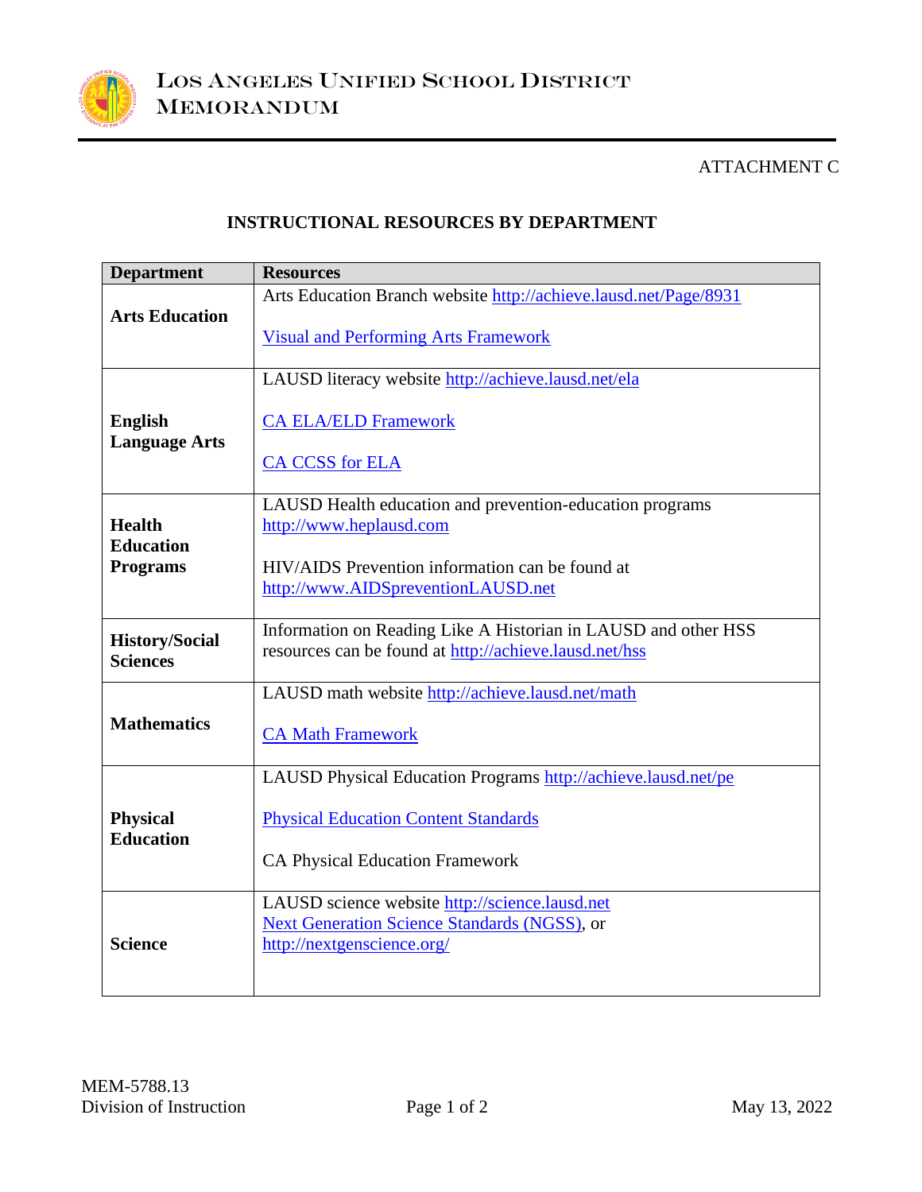LOS ANGELES UNIFIED SCHOOL DISTRICT
MEMORANDUM

ATTACHMENT C

## INSTRUCTIONAL RESOURCES BY DEPARTMENT

| Department | Resources |
|---|---|
| **Arts Education** | Arts Education Branch website http://achieve.lausd.net/Page/8931<br><br>Visual and Performing Arts Framework |
| **English Language Arts** | LAUSD literacy website http://achieve.lausd.net/ela<br><br>CA ELA/ELD Framework<br><br>CA CCSS for ELA |
| **Health Education Programs** | LAUSD Health education and prevention-education programs http://www.heplausd.com<br><br>HIV/AIDS Prevention information can be found at http://www.AIDSpreventionLAUSD.net |
| **History/Social Sciences** | Information on Reading Like A Historian in LAUSD and other HSS resources can be found at http://achieve.lausd.net/hss |
| **Mathematics** | LAUSD math website http://achieve.lausd.net/math<br><br>CA Math Framework |
| **Physical Education** | LAUSD Physical Education Programs http://achieve.lausd.net/pe<br><br>Physical Education Content Standards<br><br>CA Physical Education Framework |
| **Science** | LAUSD science website http://science.lausd.net<br>Next Generation Science Standards (NGSS), or<br>http://nextgenscience.org/ |

MEM-5788.13
Division of Instruction

May 13, 2022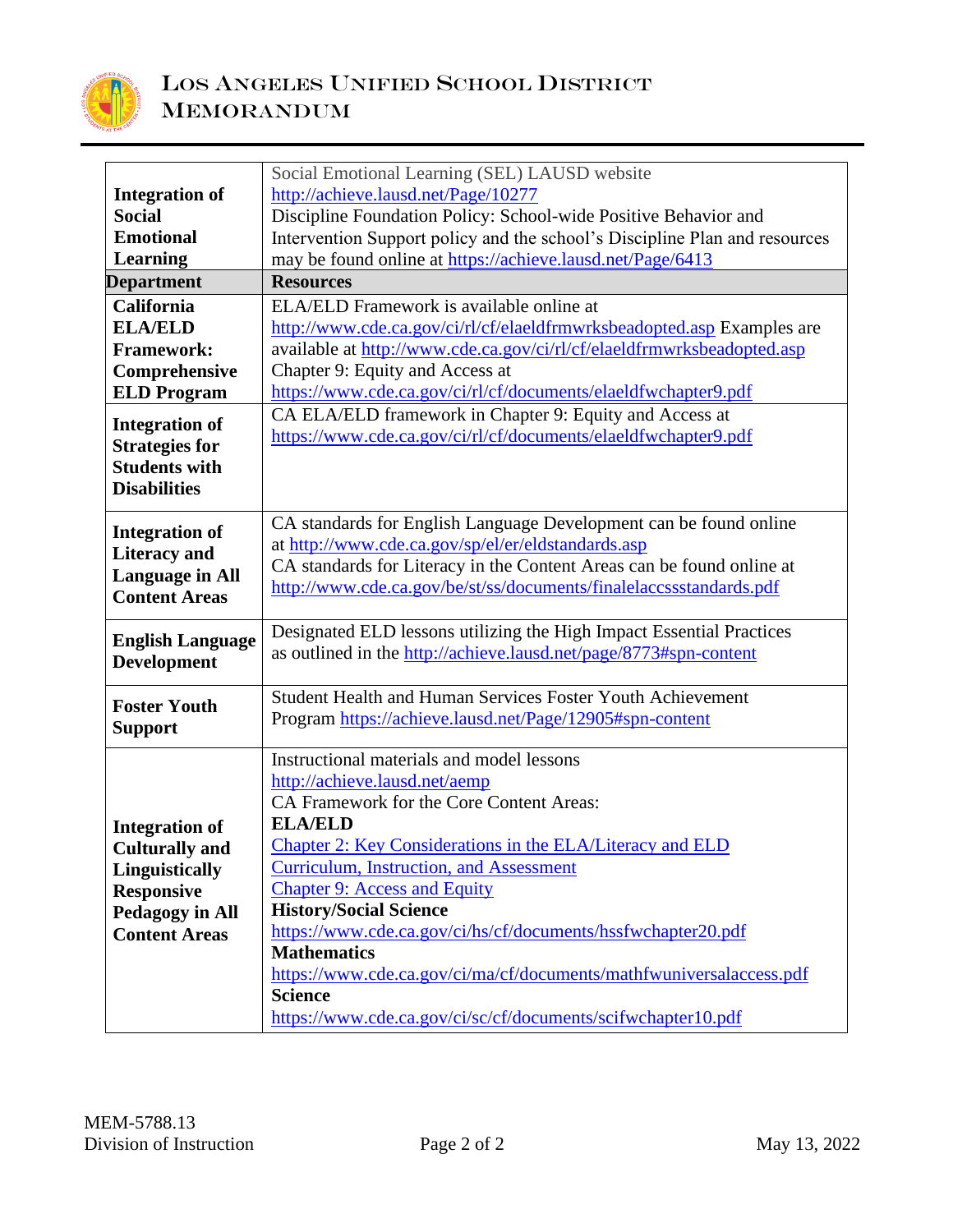| | |
|---|---|
| **Integration of Social Emotional Learning** | Social Emotional Learning (SEL) LAUSD website http://achieve.lausd.net/Page/10277 Discipline Foundation Policy: School-wide Positive Behavior and Intervention Support policy and the school's Discipline Plan and resources may be found online at https://achieve.lausd.net/Page/6413 |
| **Department** | **Resources** |
| **California ELA/ELD Framework: Comprehensive ELD Program** | ELA/ELD Framework is available online at http://www.cde.ca.gov/ci/rl/cf/elaeldfrmwrksbeadopted.asp Examples are available at http://www.cde.ca.gov/ci/rl/cf/elaeldfrmwrksbeadopted.asp Chapter 9: Equity and Access at https://www.cde.ca.gov/ci/rl/cf/documents/elaeldfwchapter9.pdf |
| **Integration of Strategies for Students with Disabilities** | CA ELA/ELD framework in Chapter 9: Equity and Access at https://www.cde.ca.gov/ci/rl/cf/documents/elaeldfwchapter9.pdf |
| **Integration of Literacy and Language in All Content Areas** | CA standards for English Language Development can be found online at http://www.cde.ca.gov/sp/el/er/eldstandards.asp CA standards for Literacy in the Content Areas can be found online at http://www.cde.ca.gov/be/st/ss/documents/finalelaccssstandards.pdf |
| **English Language Development** | Designated ELD lessons utilizing the High Impact Essential Practices as outlined in the http://achieve.lausd.net/page/8773#spn-content |
| **Foster Youth Support** | Student Health and Human Services Foster Youth Achievement Program https://achieve.lausd.net/Page/12905#spn-content |
| **Integration of Culturally and Linguistically Responsive Pedagogy in All Content Areas** | Instructional materials and model lessons http://achieve.lausd.net/aemp CA Framework for the Core Content Areas: **ELA/ELD** Chapter 2: Key Considerations in the ELA/Literacy and ELD Curriculum, Instruction, and Assessment Chapter 9: Access and Equity **History/Social Science** https://www.cde.ca.gov/ci/hs/cf/documents/hssfwchapter20.pdf **Mathematics** https://www.cde.ca.gov/ci/ma/cf/documents/mathfwuniversalaccess.pdf **Science** https://www.cde.ca.gov/ci/sc/cf/documents/scifwchapter10.pdf |

MEM-5788.13
Division of Instruction

May 13, 2022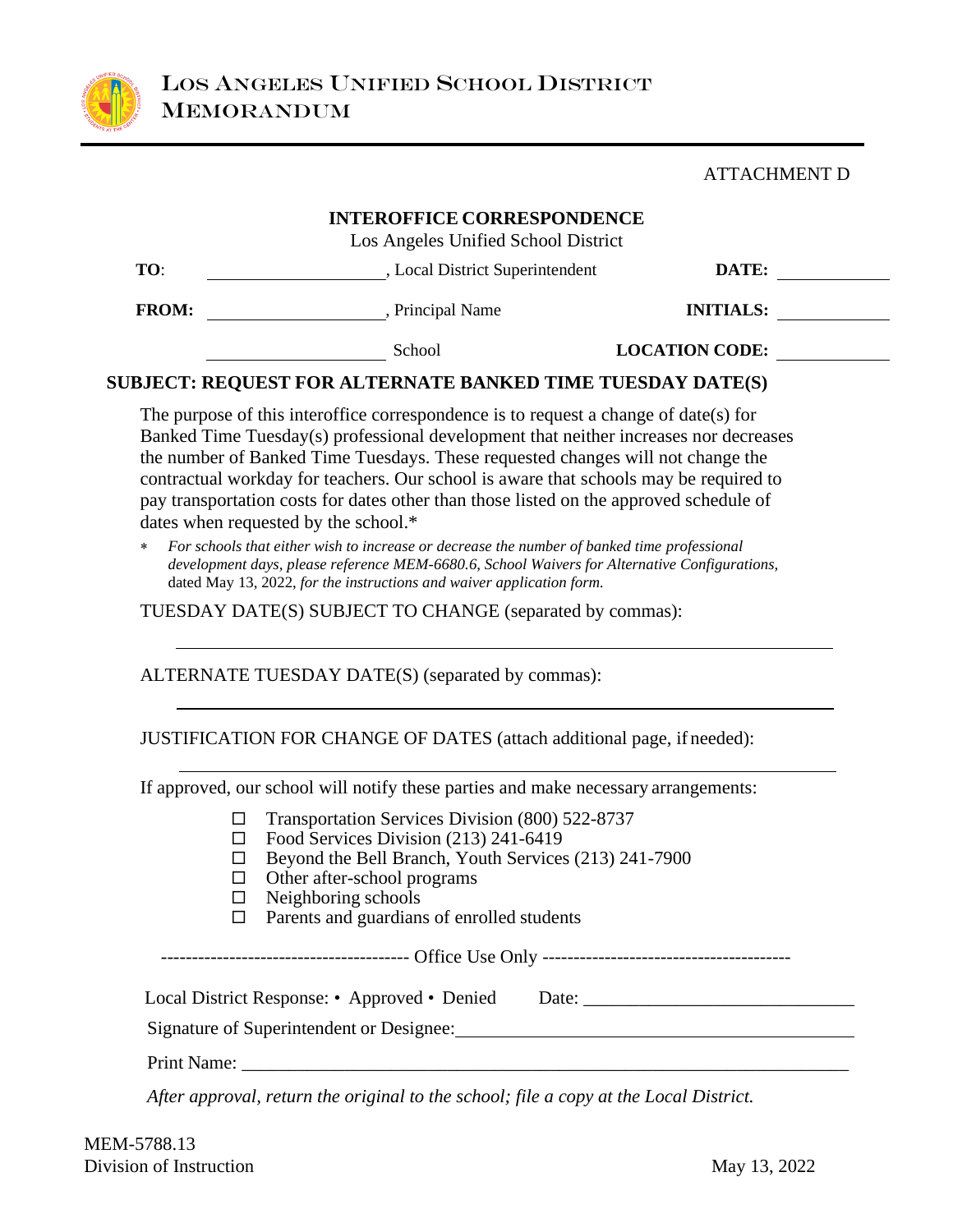# Los Angeles Unified School District
# Memorandum

ATTACHMENT D

**INTEROFFICE CORRESPONDENCE**

Los Angeles Unified School District

**TO**: ____________________, Local District Superintendent **DATE:** ____________

**FROM:** ____________________, Principal Name **INITIALS:** ____________

____________________ School **LOCATION CODE:** ____________

**SUBJECT: REQUEST FOR ALTERNATE BANKED TIME TUESDAY DATE(S)**

The purpose of this interoffice correspondence is to request a change of date(s) for Banked Time Tuesday(s) professional development that neither increases nor decreases the number of Banked Time Tuesdays. These requested changes will not change the contractual workday for teachers. Our school is aware that schools may be required to pay transportation costs for dates other than those listed on the approved schedule of dates when requested by the school.*

\* *For schools that either wish to increase or decrease the number of banked time professional development days, please reference MEM-6680.6, School Waivers for Alternative Configurations,* dated May 13, 2022, *for the instructions and waiver application form.*

TUESDAY DATE(S) SUBJECT TO CHANGE (separated by commas):

______________________________________________________________________

ALTERNATE TUESDAY DATE(S) (separated by commas):

______________________________________________________________________

JUSTIFICATION FOR CHANGE OF DATES (attach additional page, if needed):

______________________________________________________________________

If approved, our school will notify these parties and make necessary arrangements:

- ☐ Transportation Services Division (800) 522-8737
- ☐ Food Services Division (213) 241-6419
- ☐ Beyond the Bell Branch, Youth Services (213) 241-7900
- ☐ Other after-school programs
- ☐ Neighboring schools
- ☐ Parents and guardians of enrolled students

---------------------------------------- Office Use Only ----------------------------------------

Local District Response: • Approved • Denied Date: ______________________________

Signature of Superintendent or Designee: ______________________________________________

Print Name: ______________________________________________________________________

*After approval, return the original to the school; file a copy at the Local District.*

MEM-5788.13
Division of Instruction

May 13, 2022